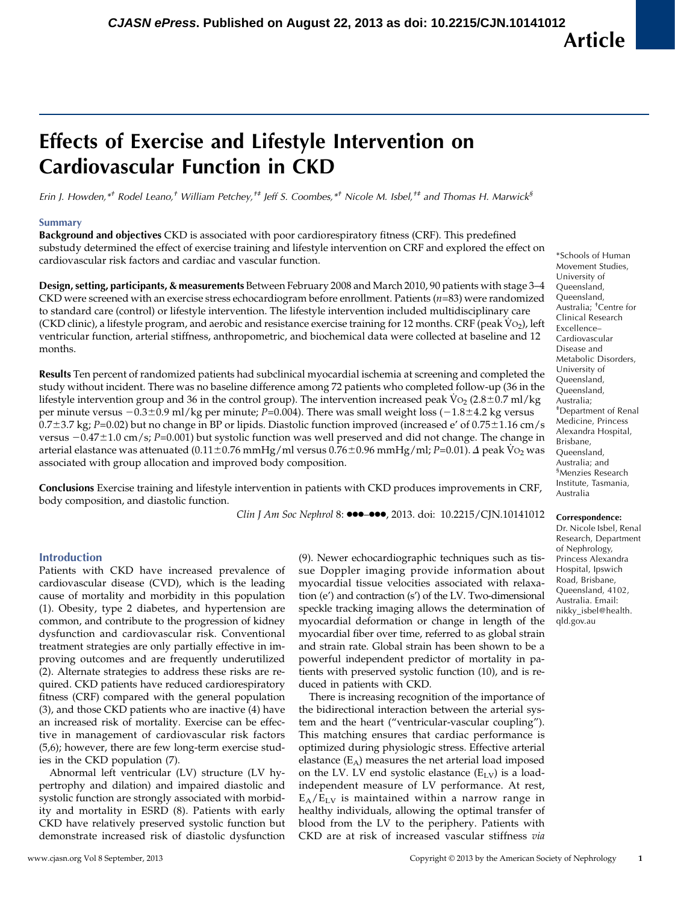# Effects of Exercise and Lifestyle Intervention on Cardiovascular Function in CKD

*Erin J. Howden,*[*,†] *Rodel Leano,*[†] *William Petchey,*[†,‡] *Jeff S. Coombes,*[*,†] *Nicole M. Isbel,*[†,‡] *and Thomas H. Marwick*[§]

## Summary

**Background and objectives** CKD is associated with poor cardiorespiratory fitness (CRF). This predefined substudy determined the effect of exercise training and lifestyle intervention on CRF and explored the effect on cardiovascular risk factors and cardiac and vascular function.

**Design, setting, participants, & measurements** Between February 2008 and March 2010, 90 patients with stage 3–4 CKD were screened with an exercise stress echocardiogram before enrollment. Patients ($n$=83) were randomized to standard care (control) or lifestyle intervention. The lifestyle intervention included multidisciplinary care (CKD clinic), a lifestyle program, and aerobic and resistance exercise training for 12 months. CRF (peak $\dot{V}O_2$), left ventricular function, arterial stiffness, anthropometric, and biochemical data were collected at baseline and 12 months.

**Results** Ten percent of randomized patients had subclinical myocardial ischemia at screening and completed the study without incident. There was no baseline difference among 72 patients who completed follow-up (36 in the lifestyle intervention group and 36 in the control group). The intervention increased peak $\dot{V}O_2$ (2.8±0.7 ml/kg per minute versus −0.3±0.9 ml/kg per minute; $P$=0.004). There was small weight loss (−1.8±4.2 kg versus 0.7±3.7 kg; $P$=0.02) but no change in BP or lipids. Diastolic function improved (increased e′ of 0.75±1.16 cm/s versus −0.47±1.0 cm/s; $P$=0.001) but systolic function was well preserved and did not change. The change in arterial elastance was attenuated (0.11±0.76 mmHg/ml versus 0.76±0.96 mmHg/ml; $P$=0.01). $\Delta$ peak $\dot{V}O_2$ was associated with group allocation and improved body composition.

**Conclusions** Exercise training and lifestyle intervention in patients with CKD produces improvements in CRF, body composition, and diastolic function.

*Clin J Am Soc Nephrol* 8: ●●●–●●●, 2013. doi: 10.2215/CJN.10141012

*Schools of Human Movement Studies, University of Queensland, Queensland, Australia; [†]Centre for Clinical Research Excellence–Cardiovascular Disease and Metabolic Disorders, University of Queensland, Queensland, Australia; [‡]Department of Renal Medicine, Princess Alexandra Hospital, Brisbane, Queensland, Australia; and [§]Menzies Research Institute, Tasmania, Australia

**Correspondence:** Dr. Nicole Isbel, Renal Research, Department of Nephrology, Princess Alexandra Hospital, Ipswich Road, Brisbane, Queensland, 4102, Australia. Email: nikky_isbel@health.qld.gov.au

## Introduction

Patients with CKD have increased prevalence of cardiovascular disease (CVD), which is the leading cause of mortality and morbidity in this population (1). Obesity, type 2 diabetes, and hypertension are common, and contribute to the progression of kidney dysfunction and cardiovascular risk. Conventional treatment strategies are only partially effective in improving outcomes and are frequently underutilized (2). Alternate strategies to address these risks are required. CKD patients have reduced cardiorespiratory fitness (CRF) compared with the general population (3), and those CKD patients who are inactive (4) have an increased risk of mortality. Exercise can be effective in management of cardiovascular risk factors (5,6); however, there are few long-term exercise studies in the CKD population (7).

Abnormal left ventricular (LV) structure (LV hypertrophy and dilation) and impaired diastolic and systolic function are strongly associated with morbidity and mortality in ESRD (8). Patients with early CKD have relatively preserved systolic function but demonstrate increased risk of diastolic dysfunction (9). Newer echocardiographic techniques such as tissue Doppler imaging provide information about myocardial tissue velocities associated with relaxation (e′) and contraction (s′) of the LV. Two-dimensional speckle tracking imaging allows the determination of myocardial deformation or change in length of the myocardial fiber over time, referred to as global strain and strain rate. Global strain has been shown to be a powerful independent predictor of mortality in patients with preserved systolic function (10), and is reduced in patients with CKD.

There is increasing recognition of the importance of the bidirectional interaction between the arterial system and the heart ("ventricular-vascular coupling"). This matching ensures that cardiac performance is optimized during physiologic stress. Effective arterial elastance ($E_A$) measures the net arterial load imposed on the LV. LV end systolic elastance ($E_{LV}$) is a load-independent measure of LV performance. At rest, $E_A/E_{LV}$ is maintained within a narrow range in healthy individuals, allowing the optimal transfer of blood from the LV to the periphery. Patients with CKD are at risk of increased vascular stiffness *via*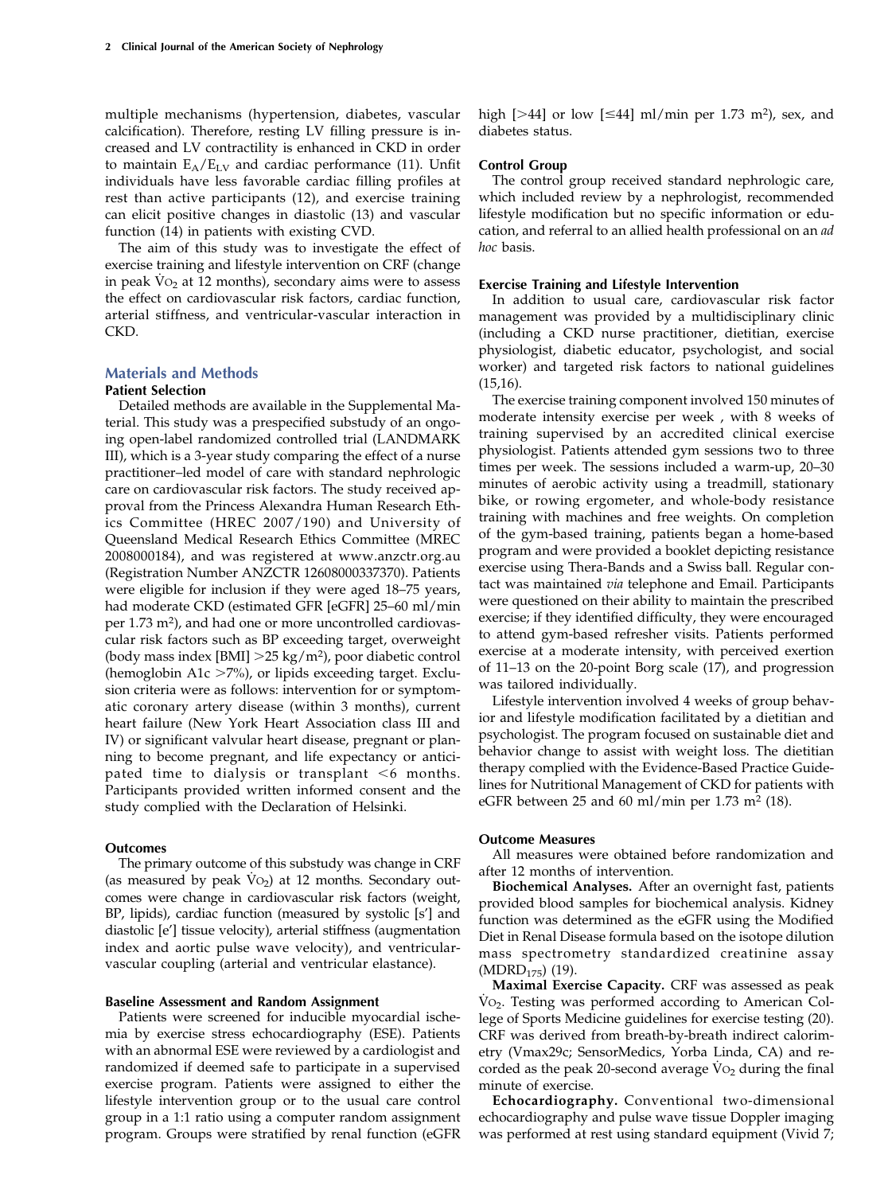multiple mechanisms (hypertension, diabetes, vascular calcification). Therefore, resting LV filling pressure is increased and LV contractility is enhanced in CKD in order to maintain $E_A/E_{LV}$ and cardiac performance (11). Unfit individuals have less favorable cardiac filling profiles at rest than active participants (12), and exercise training can elicit positive changes in diastolic (13) and vascular function (14) in patients with existing CVD.

The aim of this study was to investigate the effect of exercise training and lifestyle intervention on CRF (change in peak $\dot{V}O_2$ at 12 months), secondary aims were to assess the effect on cardiovascular risk factors, cardiac function, arterial stiffness, and ventricular-vascular interaction in CKD.

## Materials and Methods

### Patient Selection

Detailed methods are available in the Supplemental Material. This study was a prespecified substudy of an ongoing open-label randomized controlled trial (LANDMARK III), which is a 3-year study comparing the effect of a nurse practitioner–led model of care with standard nephrologic care on cardiovascular risk factors. The study received approval from the Princess Alexandra Human Research Ethics Committee (HREC 2007/190) and University of Queensland Medical Research Ethics Committee (MREC 2008000184), and was registered at www.anzctr.org.au (Registration Number ANZCTR 12608000337370). Patients were eligible for inclusion if they were aged 18–75 years, had moderate CKD (estimated GFR [eGFR] 25–60 ml/min per 1.73 m$^2$), and had one or more uncontrolled cardiovascular risk factors such as BP exceeding target, overweight (body mass index [BMI] >25 kg/m$^2$), poor diabetic control (hemoglobin A1c >7%), or lipids exceeding target. Exclusion criteria were as follows: intervention for or symptomatic coronary artery disease (within 3 months), current heart failure (New York Heart Association class III and IV) or significant valvular heart disease, pregnant or planning to become pregnant, and life expectancy or anticipated time to dialysis or transplant <6 months. Participants provided written informed consent and the study complied with the Declaration of Helsinki.

### Outcomes

The primary outcome of this substudy was change in CRF (as measured by peak $\dot{V}O_2$) at 12 months. Secondary outcomes were change in cardiovascular risk factors (weight, BP, lipids), cardiac function (measured by systolic [s′] and diastolic [e′] tissue velocity), arterial stiffness (augmentation index and aortic pulse wave velocity), and ventricular-vascular coupling (arterial and ventricular elastance).

### Baseline Assessment and Random Assignment

Patients were screened for inducible myocardial ischemia by exercise stress echocardiography (ESE). Patients with an abnormal ESE were reviewed by a cardiologist and randomized if deemed safe to participate in a supervised exercise program. Patients were assigned to either the lifestyle intervention group or to the usual care control group in a 1:1 ratio using a computer random assignment program. Groups were stratified by renal function (eGFR high [>44] or low [≤44] ml/min per 1.73 m$^2$), sex, and diabetes status.

### Control Group

The control group received standard nephrologic care, which included review by a nephrologist, recommended lifestyle modification but no specific information or education, and referral to an allied health professional on an *ad hoc* basis.

### Exercise Training and Lifestyle Intervention

In addition to usual care, cardiovascular risk factor management was provided by a multidisciplinary clinic (including a CKD nurse practitioner, dietitian, exercise physiologist, diabetic educator, psychologist, and social worker) and targeted risk factors to national guidelines (15,16).

The exercise training component involved 150 minutes of moderate intensity exercise per week , with 8 weeks of training supervised by an accredited clinical exercise physiologist. Patients attended gym sessions two to three times per week. The sessions included a warm-up, 20–30 minutes of aerobic activity using a treadmill, stationary bike, or rowing ergometer, and whole-body resistance training with machines and free weights. On completion of the gym-based training, patients began a home-based program and were provided a booklet depicting resistance exercise using Thera-Bands and a Swiss ball. Regular contact was maintained *via* telephone and Email. Participants were questioned on their ability to maintain the prescribed exercise; if they identified difficulty, they were encouraged to attend gym-based refresher visits. Patients performed exercise at a moderate intensity, with perceived exertion of 11–13 on the 20-point Borg scale (17), and progression was tailored individually.

Lifestyle intervention involved 4 weeks of group behavior and lifestyle modification facilitated by a dietitian and psychologist. The program focused on sustainable diet and behavior change to assist with weight loss. The dietitian therapy complied with the Evidence-Based Practice Guidelines for Nutritional Management of CKD for patients with eGFR between 25 and 60 ml/min per 1.73 m$^2$ (18).

### Outcome Measures

All measures were obtained before randomization and after 12 months of intervention.

**Biochemical Analyses.** After an overnight fast, patients provided blood samples for biochemical analysis. Kidney function was determined as the eGFR using the Modified Diet in Renal Disease formula based on the isotope dilution mass spectrometry standardized creatinine assay ($MDRD_{175}$) (19).

**Maximal Exercise Capacity.** CRF was assessed as peak $\dot{V}O_2$. Testing was performed according to American College of Sports Medicine guidelines for exercise testing (20). CRF was derived from breath-by-breath indirect calorimetry (Vmax29c; SensorMedics, Yorba Linda, CA) and recorded as the peak 20-second average $\dot{V}O_2$ during the final minute of exercise.

**Echocardiography.** Conventional two-dimensional echocardiography and pulse wave tissue Doppler imaging was performed at rest using standard equipment (Vivid 7;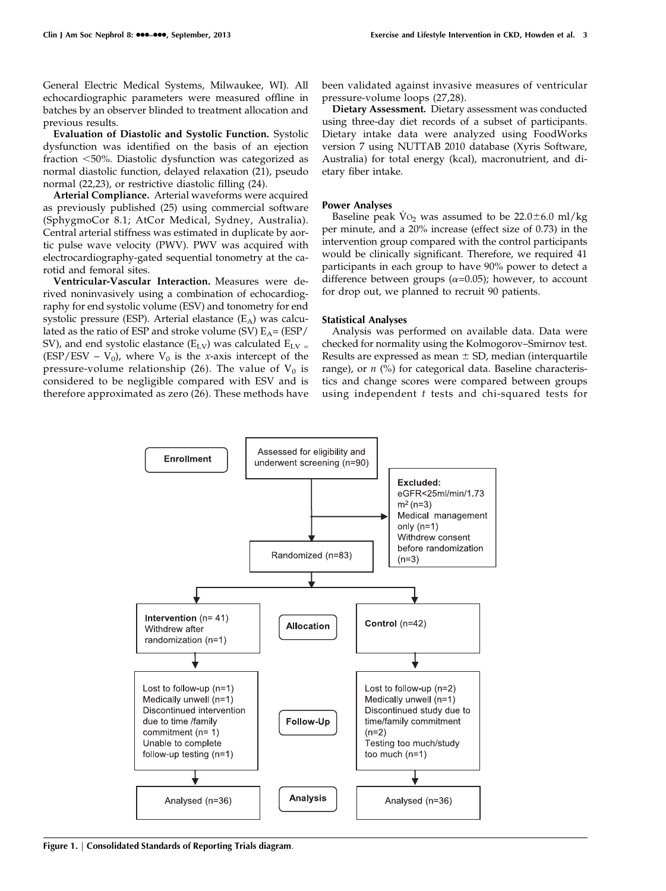General Electric Medical Systems, Milwaukee, WI). All echocardiographic parameters were measured offline in batches by an observer blinded to treatment allocation and previous results.

**Evaluation of Diastolic and Systolic Function.** Systolic dysfunction was identified on the basis of an ejection fraction <50%. Diastolic dysfunction was categorized as normal diastolic function, delayed relaxation (21), pseudo normal (22,23), or restrictive diastolic filling (24).

**Arterial Compliance.** Arterial waveforms were acquired as previously published (25) using commercial software (SphygmoCor 8.1; AtCor Medical, Sydney, Australia). Central arterial stiffness was estimated in duplicate by aortic pulse wave velocity (PWV). PWV was acquired with electrocardiography-gated sequential tonometry at the carotid and femoral sites.

**Ventricular-Vascular Interaction.** Measures were derived noninvasively using a combination of echocardiography for end systolic volume (ESV) and tonometry for end systolic pressure (ESP). Arterial elastance ($E_A$) was calculated as the ratio of ESP and stroke volume (SV) $E_A$= (ESP/SV), and end systolic elastance ($E_{LV}$) was calculated $E_{LV}$ = (ESP/ESV − $V_0$), where $V_0$ is the *x*-axis intercept of the pressure-volume relationship (26). The value of $V_0$ is considered to be negligible compared with ESV and is therefore approximated as zero (26). These methods have been validated against invasive measures of ventricular pressure-volume loops (27,28).

**Dietary Assessment.** Dietary assessment was conducted using three-day diet records of a subset of participants. Dietary intake data were analyzed using FoodWorks version 7 using NUTTAB 2010 database (Xyris Software, Australia) for total energy (kcal), macronutrient, and dietary fiber intake.

### Power Analyses

Baseline peak $\dot{V}O_2$ was assumed to be 22.0±6.0 ml/kg per minute, and a 20% increase (effect size of 0.73) in the intervention group compared with the control participants would be clinically significant. Therefore, we required 41 participants in each group to have 90% power to detect a difference between groups ($\alpha$=0.05); however, to account for drop out, we planned to recruit 90 patients.

### Statistical Analyses

Analysis was performed on available data. Data were checked for normality using the Kolmogorov–Smirnov test. Results are expressed as mean ± SD, median (interquartile range), or *n* (%) for categorical data. Baseline characteristics and change scores were compared between groups using independent *t* tests and chi-squared tests for

Enrollment

Assessed for eligibility and underwent screening (n=90)

Excluded:
eGFR<25ml/min/1.73 m² (n=3)
Medical management only (n=1)
Withdrew consent before randomization (n=3)

Randomized (n=83)

Allocation

Intervention (n= 41)
Withdrew after randomization (n=1)

Control (n=42)

Follow-Up

Lost to follow-up (n=1)
Medically unwell (n=1)
Discontinued intervention due to time /family commitment (n= 1)
Unable to complete follow-up testing (n=1)

Lost to follow-up (n=2)
Medically unwell (n=1)
Discontinued study due to time/family commitment (n=2)
Testing too much/study too much (n=1)

Analysis

Analysed (n=36)

Analysed (n=36)

**Figure 1. | Consolidated Standards of Reporting Trials diagram.**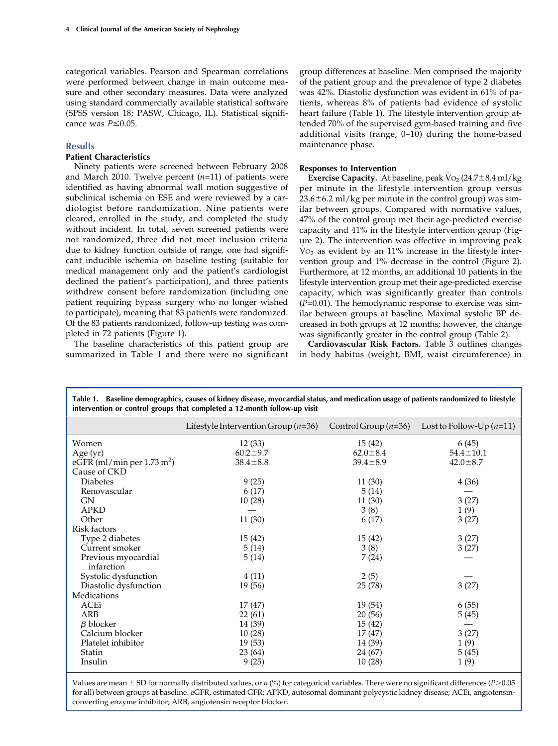categorical variables. Pearson and Spearman correlations were performed between change in main outcome measure and other secondary measures. Data were analyzed using standard commercially available statistical software (SPSS version 18; PASW, Chicago, IL). Statistical significance was $P \leq 0.05$.

## Results

### Patient Characteristics

Ninety patients were screened between February 2008 and March 2010. Twelve percent ($n$=11) of patients were identified as having abnormal wall motion suggestive of subclinical ischemia on ESE and were reviewed by a cardiologist before randomization. Nine patients were cleared, enrolled in the study, and completed the study without incident. In total, seven screened patients were not randomized, three did not meet inclusion criteria due to kidney function outside of range, one had significant inducible ischemia on baseline testing (suitable for medical management only and the patient's cardiologist declined the patient's participation), and three patients withdrew consent before randomization (including one patient requiring bypass surgery who no longer wished to participate), meaning that 83 patients were randomized. Of the 83 patients randomized, follow-up testing was completed in 72 patients (Figure 1).

The baseline characteristics of this patient group are summarized in Table 1 and there were no significant group differences at baseline. Men comprised the majority of the patient group and the prevalence of type 2 diabetes was 42%. Diastolic dysfunction was evident in 61% of patients, whereas 8% of patients had evidence of systolic heart failure (Table 1). The lifestyle intervention group attended 70% of the supervised gym-based training and five additional visits (range, 0–10) during the home-based maintenance phase.

### Responses to Intervention

**Exercise Capacity.** At baseline, peak $\dot{V}O_2$ (24.7±8.4 ml/kg per minute in the lifestyle intervention group versus 23.6±6.2 ml/kg per minute in the control group) was similar between groups. Compared with normative values, 47% of the control group met their age-predicted exercise capacity and 41% in the lifestyle intervention group (Figure 2). The intervention was effective in improving peak $\dot{V}O_2$ as evident by an 11% increase in the lifestyle intervention group and 1% decrease in the control (Figure 2). Furthermore, at 12 months, an additional 10 patients in the lifestyle intervention group met their age-predicted exercise capacity, which was significantly greater than controls ($P$=0.01). The hemodynamic response to exercise was similar between groups at baseline. Maximal systolic BP decreased in both groups at 12 months; however, the change was significantly greater in the control group (Table 2).

**Cardiovascular Risk Factors.** Table 3 outlines changes in body habitus (weight, BMI, waist circumference) in

**Table 1. Baseline demographics, causes of kidney disease, myocardial status, and medication usage of patients randomized to lifestyle intervention or control groups that completed a 12-month follow-up visit**

| | Lifestyle Intervention Group ($n$=36) | Control Group ($n$=36) | Lost to Follow-Up ($n$=11) |
|---|---|---|---|
| Women | 12 (33) | 15 (42) | 6 (45) |
| Age (yr) | 60.2±9.7 | 62.0±8.4 | 54.4±10.1 |
| eGFR (ml/min per 1.73 $m^2$) | 38.4±8.8 | 39.4±8.9 | 42.0±8.7 |
| Cause of CKD | | | |
| Diabetes | 9 (25) | 11 (30) | 4 (36) |
| Renovascular | 6 (17) | 5 (14) | — |
| GN | 10 (28) | 11 (30) | 3 (27) |
| APKD | — | 3 (8) | 1 (9) |
| Other | 11 (30) | 6 (17) | 3 (27) |
| Risk factors | | | |
| Type 2 diabetes | 15 (42) | 15 (42) | 3 (27) |
| Current smoker | 5 (14) | 3 (8) | 3 (27) |
| Previous myocardial infarction | 5 (14) | 7 (24) | — |
| Systolic dysfunction | 4 (11) | 2 (5) | — |
| Diastolic dysfunction | 19 (56) | 25 (78) | 3 (27) |
| Medications | | | |
| ACEi | 17 (47) | 19 (54) | 6 (55) |
| ARB | 22 (61) | 20 (56) | 5 (45) |
| β blocker | 14 (39) | 15 (42) | — |
| Calcium blocker | 10 (28) | 17 (47) | 3 (27) |
| Platelet inhibitor | 19 (53) | 14 (39) | 1 (9) |
| Statin | 23 (64) | 24 (67) | 5 (45) |
| Insulin | 9 (25) | 10 (28) | 1 (9) |

Values are mean ± SD for normally distributed values, or $n$ (%) for categorical variables. There were no significant differences ($P$>0.05 for all) between groups at baseline. eGFR, estimated GFR; APKD, autosomal dominant polycystic kidney disease; ACEi, angiotensin-converting enzyme inhibitor; ARB, angiotensin receptor blocker.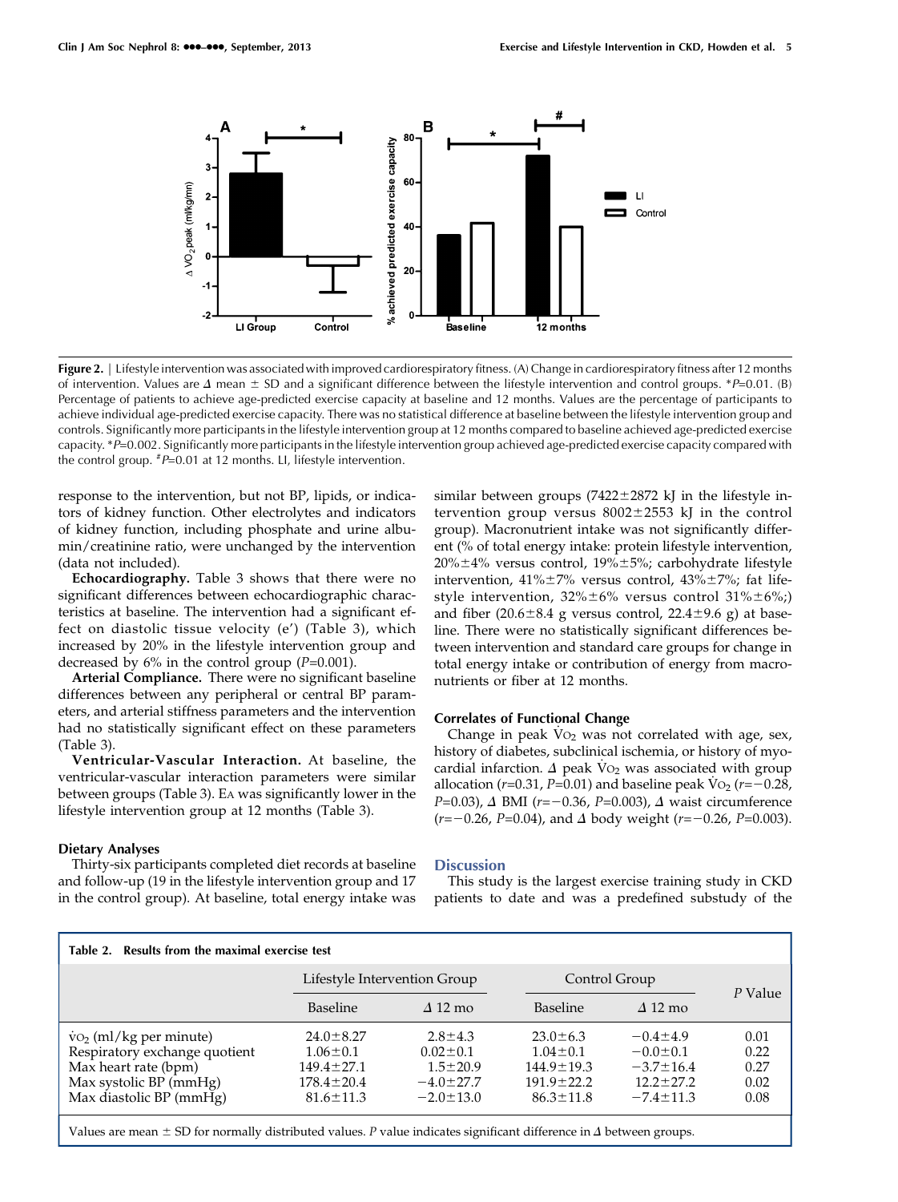A

*

4
3
2
1
0
-1
-2

Δ VO2 peak (ml/kg/mn)

LI Group
Control

B

*

#

80
60
40
20
0

% achieved predicted exercise capacity

Baseline
12 months

LI
Control

**Figure 2.** | Lifestyle intervention was associated with improved cardiorespiratory fitness. (A) Change in cardiorespiratory fitness after 12 months of intervention. Values are Δ mean ± SD and a significant difference between the lifestyle intervention and control groups. *$P$=0.01. (B) Percentage of patients to achieve age-predicted exercise capacity at baseline and 12 months. Values are the percentage of participants to achieve individual age-predicted exercise capacity. There was no statistical difference at baseline between the lifestyle intervention group and controls. Significantly more participants in the lifestyle intervention group at 12 months compared to baseline achieved age-predicted exercise capacity. *$P$=0.002. Significantly more participants in the lifestyle intervention group achieved age-predicted exercise capacity compared with the control group. #$P$=0.01 at 12 months. LI, lifestyle intervention.

response to the intervention, but not BP, lipids, or indicators of kidney function. Other electrolytes and indicators of kidney function, including phosphate and urine albumin/creatinine ratio, were unchanged by the intervention (data not included).

**Echocardiography.** Table 3 shows that there were no significant differences between echocardiographic characteristics at baseline. The intervention had a significant effect on diastolic tissue velocity (e′) (Table 3), which increased by 20% in the lifestyle intervention group and decreased by 6% in the control group ($P$=0.001).

**Arterial Compliance.** There were no significant baseline differences between any peripheral or central BP parameters, and arterial stiffness parameters and the intervention had no statistically significant effect on these parameters (Table 3).

**Ventricular-Vascular Interaction.** At baseline, the ventricular-vascular interaction parameters were similar between groups (Table 3). EA was significantly lower in the lifestyle intervention group at 12 months (Table 3).

### Dietary Analyses

Thirty-six participants completed diet records at baseline and follow-up (19 in the lifestyle intervention group and 17 in the control group). At baseline, total energy intake was similar between groups (7422±2872 kJ in the lifestyle intervention group versus 8002±2553 kJ in the control group). Macronutrient intake was not significantly different (% of total energy intake: protein lifestyle intervention, 20%±4% versus control, 19%±5%; carbohydrate lifestyle intervention, 41%±7% versus control, 43%±7%; fat lifestyle intervention, 32%±6% versus control 31%±6%;) and fiber (20.6±8.4 g versus control, 22.4±9.6 g) at baseline. There were no statistically significant differences between intervention and standard care groups for change in total energy intake or contribution of energy from macronutrients or fiber at 12 months.

### Correlates of Functional Change

Change in peak $\dot{V}O_2$ was not correlated with age, sex, history of diabetes, subclinical ischemia, or history of myocardial infarction. Δ peak $\dot{V}O_2$ was associated with group allocation ($r$=0.31, $P$=0.01) and baseline peak $\dot{V}O_2$ ($r$=−0.28, $P$=0.03), Δ BMI ($r$=−0.36, $P$=0.003), Δ waist circumference ($r$=−0.26, $P$=0.04), and Δ body weight ($r$=−0.26, $P$=0.003).

## Discussion

This study is the largest exercise training study in CKD patients to date and was a predefined substudy of the

**Table 2. Results from the maximal exercise test**

| | Lifestyle Intervention Group | | Control Group | | $P$ Value |
|---|---|---|---|---|---|
| | Baseline | Δ 12 mo | Baseline | Δ 12 mo | |
| $\dot{V}O_2$ (ml/kg per minute) | 24.0±8.27 | 2.8±4.3 | 23.0±6.3 | −0.4±4.9 | 0.01 |
| Respiratory exchange quotient | 1.06±0.1 | 0.02±0.1 | 1.04±0.1 | −0.0±0.1 | 0.22 |
| Max heart rate (bpm) | 149.4±27.1 | 1.5±20.9 | 144.9±19.3 | −3.7±16.4 | 0.27 |
| Max systolic BP (mmHg) | 178.4±20.4 | −4.0±27.7 | 191.9±22.2 | 12.2±27.2 | 0.02 |
| Max diastolic BP (mmHg) | 81.6±11.3 | −2.0±13.0 | 86.3±11.8 | −7.4±11.3 | 0.08 |

Values are mean ± SD for normally distributed values. $P$ value indicates significant difference in Δ between groups.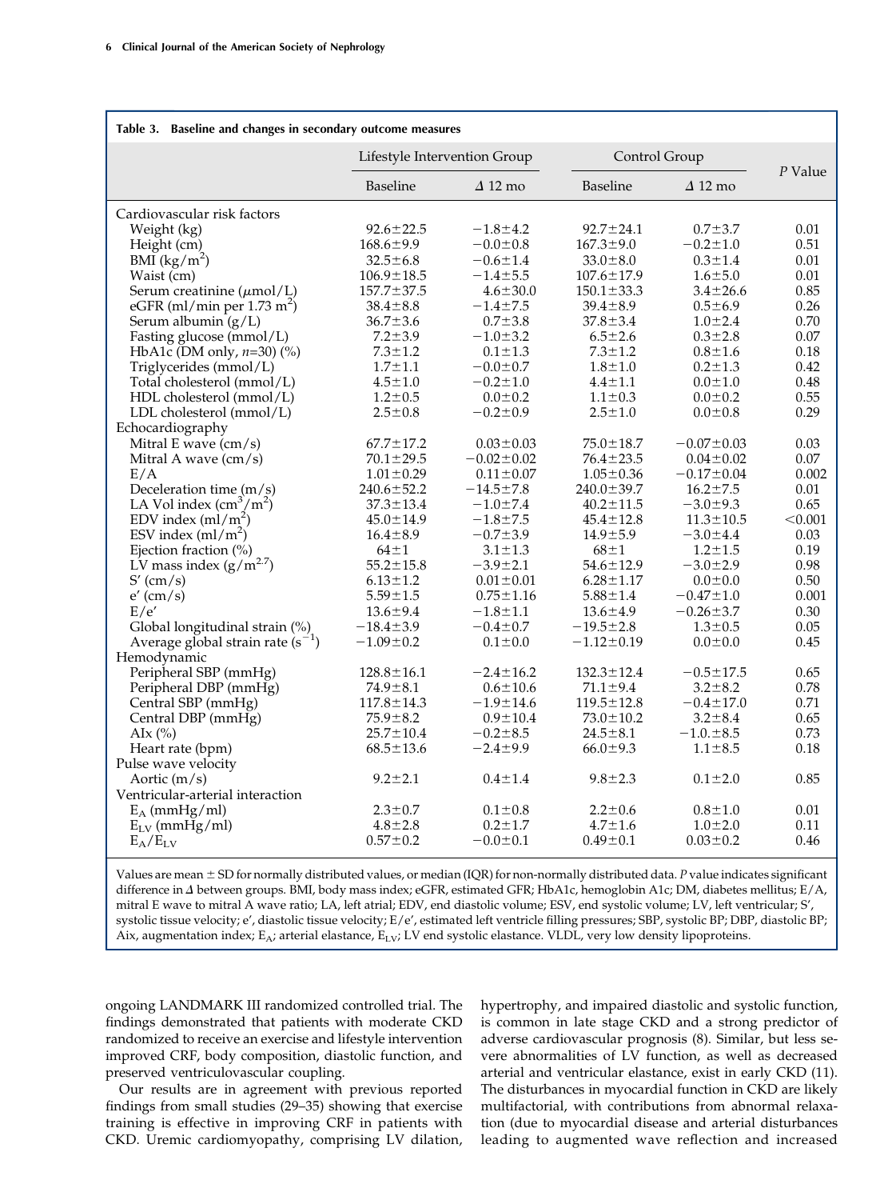**Table 3. Baseline and changes in secondary outcome measures**

| | Lifestyle Intervention Group | | Control Group | | P Value |
|---|---|---|---|---|---|
| | Baseline | Δ 12 mo | Baseline | Δ 12 mo | |
| Cardiovascular risk factors | | | | | |
| Weight (kg) | 92.6±22.5 | −1.8±4.2 | 92.7±24.1 | 0.7±3.7 | 0.01 |
| Height (cm) | 168.6±9.9 | −0.0±0.8 | 167.3±9.0 | −0.2±1.0 | 0.51 |
| BMI (kg/m$^2$) | 32.5±6.8 | −0.6±1.4 | 33.0±8.0 | 0.3±1.4 | 0.01 |
| Waist (cm) | 106.9±18.5 | −1.4±5.5 | 107.6±17.9 | 1.6±5.0 | 0.01 |
| Serum creatinine (μmol/L) | 157.7±37.5 | 4.6±30.0 | 150.1±33.3 | 3.4±26.6 | 0.85 |
| eGFR (ml/min per 1.73 m$^2$) | 38.4±8.8 | −1.4±7.5 | 39.4±8.9 | 0.5±6.9 | 0.26 |
| Serum albumin (g/L) | 36.7±3.6 | 0.7±3.8 | 37.8±3.4 | 1.0±2.4 | 0.70 |
| Fasting glucose (mmol/L) | 7.2±3.9 | −1.0±3.2 | 6.5±2.6 | 0.3±2.8 | 0.07 |
| HbA1c (DM only, n=30) (%) | 7.3±1.2 | 0.1±1.3 | 7.3±1.2 | 0.8±1.6 | 0.18 |
| Triglycerides (mmol/L) | 1.7±1.1 | −0.0±0.7 | 1.8±1.0 | 0.2±1.3 | 0.42 |
| Total cholesterol (mmol/L) | 4.5±1.0 | −0.2±1.0 | 4.4±1.1 | 0.0±1.0 | 0.48 |
| HDL cholesterol (mmol/L) | 1.2±0.5 | 0.0±0.2 | 1.1±0.3 | 0.0±0.2 | 0.55 |
| LDL cholesterol (mmol/L) | 2.5±0.8 | −0.2±0.9 | 2.5±1.0 | 0.0±0.8 | 0.29 |
| Echocardiography | | | | | |
| Mitral E wave (cm/s) | 67.7±17.2 | 0.03±0.03 | 75.0±18.7 | −0.07±0.03 | 0.03 |
| Mitral A wave (cm/s) | 70.1±29.5 | −0.02±0.02 | 76.4±23.5 | 0.04±0.02 | 0.07 |
| E/A | 1.01±0.29 | 0.11±0.07 | 1.05±0.36 | −0.17±0.04 | 0.002 |
| Deceleration time (m/s) | 240.6±52.2 | −14.5±7.8 | 240.0±39.7 | 16.2±7.5 | 0.01 |
| LA Vol index (cm$^3$/m$^2$) | 37.3±13.4 | −1.0±7.4 | 40.2±11.5 | −3.0±9.3 | 0.65 |
| EDV index (ml/m$^2$) | 45.0±14.9 | −1.8±7.5 | 45.4±12.8 | 11.3±10.5 | <0.001 |
| ESV index (ml/m$^2$) | 16.4±8.9 | −0.7±3.9 | 14.9±5.9 | −3.0±4.4 | 0.03 |
| Ejection fraction (%) | 64±1 | 3.1±1.3 | 68±1 | 1.2±1.5 | 0.19 |
| LV mass index (g/m$^{2.7}$) | 55.2±15.8 | −3.9±2.1 | 54.6±12.9 | −3.0±2.9 | 0.98 |
| S′ (cm/s) | 6.13±1.2 | 0.01±0.01 | 6.28±1.17 | 0.0±0.0 | 0.50 |
| e′ (cm/s) | 5.59±1.5 | 0.75±1.16 | 5.88±1.4 | −0.47±1.0 | 0.001 |
| E/e′ | 13.6±9.4 | −1.8±1.1 | 13.6±4.9 | −0.26±3.7 | 0.30 |
| Global longitudinal strain (%) | −18.4±3.9 | −0.4±0.7 | −19.5±2.8 | 1.3±0.5 | 0.05 |
| Average global strain rate (s$^{-1}$) | −1.09±0.2 | 0.1±0.0 | −1.12±0.19 | 0.0±0.0 | 0.45 |
| Hemodynamic | | | | | |
| Peripheral SBP (mmHg) | 128.8±16.1 | −2.4±16.2 | 132.3±12.4 | −0.5±17.5 | 0.65 |
| Peripheral DBP (mmHg) | 74.9±8.1 | 0.6±10.6 | 71.1±9.4 | 3.2±8.2 | 0.78 |
| Central SBP (mmHg) | 117.8±14.3 | −1.9±14.6 | 119.5±12.8 | −0.4±17.0 | 0.71 |
| Central DBP (mmHg) | 75.9±8.2 | 0.9±10.4 | 73.0±10.2 | 3.2±8.4 | 0.65 |
| AIx (%) | 25.7±10.4 | −0.2±8.5 | 24.5±8.1 | −1.0.±8.5 | 0.73 |
| Heart rate (bpm) | 68.5±13.6 | −2.4±9.9 | 66.0±9.3 | 1.1±8.5 | 0.18 |
| Pulse wave velocity | | | | | |
| Aortic (m/s) | 9.2±2.1 | 0.4±1.4 | 9.8±2.3 | 0.1±2.0 | 0.85 |
| Ventricular-arterial interaction | | | | | |
| $E_A$ (mmHg/ml) | 2.3±0.7 | 0.1±0.8 | 2.2±0.6 | 0.8±1.0 | 0.01 |
| $E_{LV}$ (mmHg/ml) | 4.8±2.8 | 0.2±1.7 | 4.7±1.6 | 1.0±2.0 | 0.11 |
| $E_A$/$E_{LV}$ | 0.57±0.2 | −0.0±0.1 | 0.49±0.1 | 0.03±0.2 | 0.46 |

Values are mean ± SD for normally distributed values, or median (IQR) for non-normally distributed data. P value indicates significant difference in Δ between groups. BMI, body mass index; eGFR, estimated GFR; HbA1c, hemoglobin A1c; DM, diabetes mellitus; E/A, mitral E wave to mitral A wave ratio; LA, left atrial; EDV, end diastolic volume; ESV, end systolic volume; LV, left ventricular; S′, systolic tissue velocity; e′, diastolic tissue velocity; E/e′, estimated left ventricle filling pressures; SBP, systolic BP; DBP, diastolic BP; Aix, augmentation index; $E_A$; arterial elastance, $E_{LV}$; LV end systolic elastance. VLDL, very low density lipoproteins.

ongoing LANDMARK III randomized controlled trial. The findings demonstrated that patients with moderate CKD randomized to receive an exercise and lifestyle intervention improved CRF, body composition, diastolic function, and preserved ventriculovascular coupling.

Our results are in agreement with previous reported findings from small studies (29–35) showing that exercise training is effective in improving CRF in patients with CKD. Uremic cardiomyopathy, comprising LV dilation, hypertrophy, and impaired diastolic and systolic function, is common in late stage CKD and a strong predictor of adverse cardiovascular prognosis (8). Similar, but less severe abnormalities of LV function, as well as decreased arterial and ventricular elastance, exist in early CKD (11). The disturbances in myocardial function in CKD are likely multifactorial, with contributions from abnormal relaxation (due to myocardial disease and arterial disturbances leading to augmented wave reflection and increased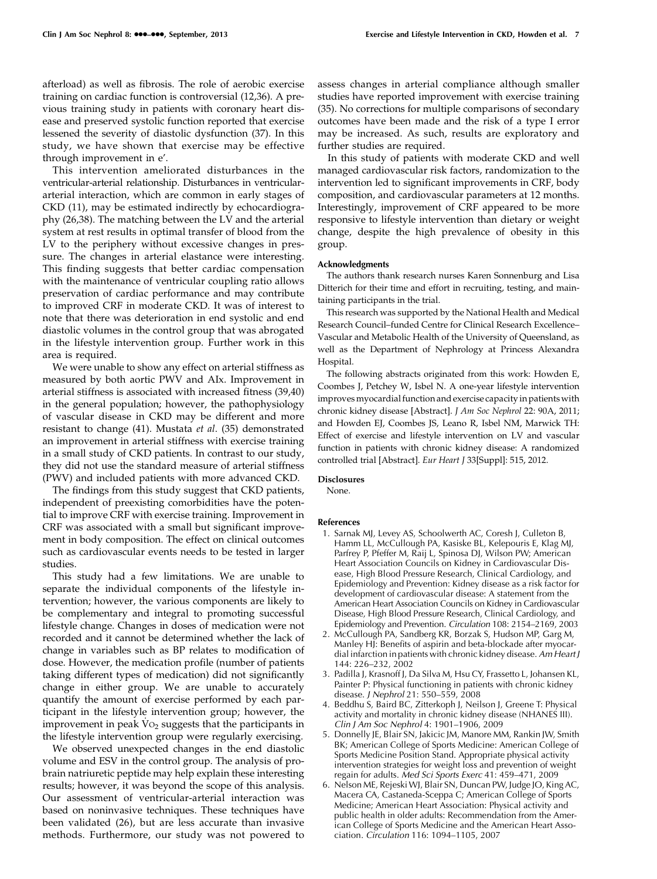afterload) as well as fibrosis. The role of aerobic exercise training on cardiac function is controversial (12,36). A previous training study in patients with coronary heart disease and preserved systolic function reported that exercise lessened the severity of diastolic dysfunction (37). In this study, we have shown that exercise may be effective through improvement in e′.

This intervention ameliorated disturbances in the ventricular-arterial relationship. Disturbances in ventricular-arterial interaction, which are common in early stages of CKD (11), may be estimated indirectly by echocardiography (26,38). The matching between the LV and the arterial system at rest results in optimal transfer of blood from the LV to the periphery without excessive changes in pressure. The changes in arterial elastance were interesting. This finding suggests that better cardiac compensation with the maintenance of ventricular coupling ratio allows preservation of cardiac performance and may contribute to improved CRF in moderate CKD. It was of interest to note that there was deterioration in end systolic and end diastolic volumes in the control group that was abrogated in the lifestyle intervention group. Further work in this area is required.

We were unable to show any effect on arterial stiffness as measured by both aortic PWV and AIx. Improvement in arterial stiffness is associated with increased fitness (39,40) in the general population; however, the pathophysiology of vascular disease in CKD may be different and more resistant to change (41). Mustata *et al*. (35) demonstrated an improvement in arterial stiffness with exercise training in a small study of CKD patients. In contrast to our study, they did not use the standard measure of arterial stiffness (PWV) and included patients with more advanced CKD.

The findings from this study suggest that CKD patients, independent of preexisting comorbidities have the potential to improve CRF with exercise training. Improvement in CRF was associated with a small but significant improvement in body composition. The effect on clinical outcomes such as cardiovascular events needs to be tested in larger studies.

This study had a few limitations. We are unable to separate the individual components of the lifestyle intervention; however, the various components are likely to be complementary and integral to promoting successful lifestyle change. Changes in doses of medication were not recorded and it cannot be determined whether the lack of change in variables such as BP relates to modification of dose. However, the medication profile (number of patients taking different types of medication) did not significantly change in either group. We are unable to accurately quantify the amount of exercise performed by each participant in the lifestyle intervention group; however, the improvement in peak $\dot{V}O_2$ suggests that the participants in the lifestyle intervention group were regularly exercising.

We observed unexpected changes in the end diastolic volume and ESV in the control group. The analysis of pro-brain natriuretic peptide may help explain these interesting results; however, it was beyond the scope of this analysis. Our assessment of ventricular-arterial interaction was based on noninvasive techniques. These techniques have been validated (26), but are less accurate than invasive methods. Furthermore, our study was not powered to assess changes in arterial compliance although smaller studies have reported improvement with exercise training (35). No corrections for multiple comparisons of secondary outcomes have been made and the risk of a type I error may be increased. As such, results are exploratory and further studies are required.

In this study of patients with moderate CKD and well managed cardiovascular risk factors, randomization to the intervention led to significant improvements in CRF, body composition, and cardiovascular parameters at 12 months. Interestingly, improvement of CRF appeared to be more responsive to lifestyle intervention than dietary or weight change, despite the high prevalence of obesity in this group.

#### Acknowledgments

The authors thank research nurses Karen Sonnenburg and Lisa Ditterich for their time and effort in recruiting, testing, and maintaining participants in the trial.

This research was supported by the National Health and Medical Research Council–funded Centre for Clinical Research Excellence–Vascular and Metabolic Health of the University of Queensland, as well as the Department of Nephrology at Princess Alexandra Hospital.

The following abstracts originated from this work: Howden E, Coombes J, Petchey W, Isbel N. A one-year lifestyle intervention improves myocardial function and exercise capacity in patients with chronic kidney disease [Abstract]. *J Am Soc Nephrol* 22: 90A, 2011; and Howden EJ, Coombes JS, Leano R, Isbel NM, Marwick TH: Effect of exercise and lifestyle intervention on LV and vascular function in patients with chronic kidney disease: A randomized controlled trial [Abstract]. *Eur Heart J* 33[Suppl]: 515, 2012.

#### Disclosures

None.

#### References

1. Sarnak MJ, Levey AS, Schoolwerth AC, Coresh J, Culleton B, Hamm LL, McCullough PA, Kasiske BL, Kelepouris E, Klag MJ, Parfrey P, Pfeffer M, Raij L, Spinosa DJ, Wilson PW; American Heart Association Councils on Kidney in Cardiovascular Disease, High Blood Pressure Research, Clinical Cardiology, and Epidemiology and Prevention: Kidney disease as a risk factor for development of cardiovascular disease: A statement from the American Heart Association Councils on Kidney in Cardiovascular Disease, High Blood Pressure Research, Clinical Cardiology, and Epidemiology and Prevention. *Circulation* 108: 2154–2169, 2003
2. McCullough PA, Sandberg KR, Borzak S, Hudson MP, Garg M, Manley HJ: Benefits of aspirin and beta-blockade after myocardial infarction in patients with chronic kidney disease. *Am Heart J* 144: 226–232, 2002
3. Padilla J, Krasnoff J, Da Silva M, Hsu CY, Frassetto L, Johansen KL, Painter P: Physical functioning in patients with chronic kidney disease. *J Nephrol* 21: 550–559, 2008
4. Beddhu S, Baird BC, Zitterkoph J, Neilson J, Greene T: Physical activity and mortality in chronic kidney disease (NHANES III). *Clin J Am Soc Nephrol* 4: 1901–1906, 2009
5. Donnelly JE, Blair SN, Jakicic JM, Manore MM, Rankin JW, Smith BK; American College of Sports Medicine: American College of Sports Medicine Position Stand. Appropriate physical activity intervention strategies for weight loss and prevention of weight regain for adults. *Med Sci Sports Exerc* 41: 459–471, 2009
6. Nelson ME, Rejeski WJ, Blair SN, Duncan PW, Judge JO, King AC, Macera CA, Castaneda-Sceppa C; American College of Sports Medicine; American Heart Association: Physical activity and public health in older adults: Recommendation from the American College of Sports Medicine and the American Heart Association. *Circulation* 116: 1094–1105, 2007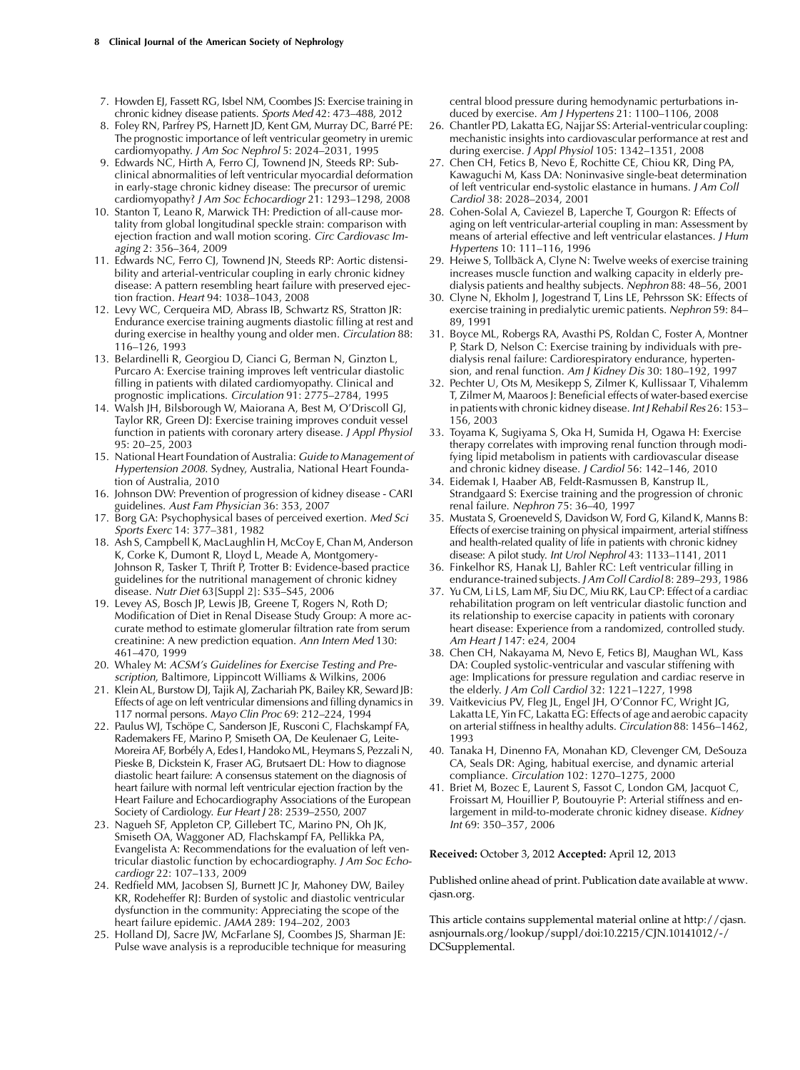7. Howden EJ, Fassett RG, Isbel NM, Coombes JS: Exercise training in chronic kidney disease patients. *Sports Med* 42: 473–488, 2012
8. Foley RN, Parfrey PS, Harnett JD, Kent GM, Murray DC, Barré PE: The prognostic importance of left ventricular geometry in uremic cardiomyopathy. *J Am Soc Nephrol* 5: 2024–2031, 1995
9. Edwards NC, Hirth A, Ferro CJ, Townend JN, Steeds RP: Subclinical abnormalities of left ventricular myocardial deformation in early-stage chronic kidney disease: The precursor of uremic cardiomyopathy? *J Am Soc Echocardiogr* 21: 1293–1298, 2008
10. Stanton T, Leano R, Marwick TH: Prediction of all-cause mortality from global longitudinal speckle strain: comparison with ejection fraction and wall motion scoring. *Circ Cardiovasc Imaging* 2: 356–364, 2009
11. Edwards NC, Ferro CJ, Townend JN, Steeds RP: Aortic distensibility and arterial-ventricular coupling in early chronic kidney disease: A pattern resembling heart failure with preserved ejection fraction. *Heart* 94: 1038–1043, 2008
12. Levy WC, Cerqueira MD, Abrass IB, Schwartz RS, Stratton JR: Endurance exercise training augments diastolic filling at rest and during exercise in healthy young and older men. *Circulation* 88: 116–126, 1993
13. Belardinelli R, Georgiou D, Cianci G, Berman N, Ginzton L, Purcaro A: Exercise training improves left ventricular diastolic filling in patients with dilated cardiomyopathy. Clinical and prognostic implications. *Circulation* 91: 2775–2784, 1995
14. Walsh JH, Bilsborough W, Maiorana A, Best M, O'Driscoll GJ, Taylor RR, Green DJ: Exercise training improves conduit vessel function in patients with coronary artery disease. *J Appl Physiol* 95: 20–25, 2003
15. National Heart Foundation of Australia: *Guide to Management of Hypertension 2008*. Sydney, Australia, National Heart Foundation of Australia, 2010
16. Johnson DW: Prevention of progression of kidney disease - CARI guidelines. *Aust Fam Physician* 36: 353, 2007
17. Borg GA: Psychophysical bases of perceived exertion. *Med Sci Sports Exerc* 14: 377–381, 1982
18. Ash S, Campbell K, MacLaughlin H, McCoy E, Chan M, Anderson K, Corke K, Dumont R, Lloyd L, Meade A, Montgomery-Johnson R, Tasker T, Thrift P, Trotter B: Evidence-based practice guidelines for the nutritional management of chronic kidney disease. *Nutr Diet* 63[Suppl 2]: S35–S45, 2006
19. Levey AS, Bosch JP, Lewis JB, Greene T, Rogers N, Roth D; Modification of Diet in Renal Disease Study Group: A more accurate method to estimate glomerular filtration rate from serum creatinine: A new prediction equation. *Ann Intern Med* 130: 461–470, 1999
20. Whaley M: *ACSM's Guidelines for Exercise Testing and Prescription*, Baltimore, Lippincott Williams & Wilkins, 2006
21. Klein AL, Burstow DJ, Tajik AJ, Zachariah PK, Bailey KR, Seward JB: Effects of age on left ventricular dimensions and filling dynamics in 117 normal persons. *Mayo Clin Proc* 69: 212–224, 1994
22. Paulus WJ, Tschöpe C, Sanderson JE, Rusconi C, Flachskampf FA, Rademakers FE, Marino P, Smiseth OA, De Keulenaer G, Leite-Moreira AF, Borbély A, Edes I, Handoko ML, Heymans S, Pezzali N, Pieske B, Dickstein K, Fraser AG, Brutsaert DL: How to diagnose diastolic heart failure: A consensus statement on the diagnosis of heart failure with normal left ventricular ejection fraction by the Heart Failure and Echocardiography Associations of the European Society of Cardiology. *Eur Heart J* 28: 2539–2550, 2007
23. Nagueh SF, Appleton CP, Gillebert TC, Marino PN, Oh JK, Smiseth OA, Waggoner AD, Flachskampf FA, Pellikka PA, Evangelista A: Recommendations for the evaluation of left ventricular diastolic function by echocardiography. *J Am Soc Echocardiogr* 22: 107–133, 2009
24. Redfield MM, Jacobsen SJ, Burnett JC Jr, Mahoney DW, Bailey KR, Rodeheffer RJ: Burden of systolic and diastolic ventricular dysfunction in the community: Appreciating the scope of the heart failure epidemic. *JAMA* 289: 194–202, 2003
25. Holland DJ, Sacre JW, McFarlane SJ, Coombes JS, Sharman JE: Pulse wave analysis is a reproducible technique for measuring central blood pressure during hemodynamic perturbations induced by exercise. *Am J Hypertens* 21: 1100–1106, 2008
26. Chantler PD, Lakatta EG, Najjar SS: Arterial-ventricular coupling: mechanistic insights into cardiovascular performance at rest and during exercise. *J Appl Physiol* 105: 1342–1351, 2008
27. Chen CH, Fetics B, Nevo E, Rochitte CE, Chiou KR, Ding PA, Kawaguchi M, Kass DA: Noninvasive single-beat determination of left ventricular end-systolic elastance in humans. *J Am Coll Cardiol* 38: 2028–2034, 2001
28. Cohen-Solal A, Caviezel B, Laperche T, Gourgon R: Effects of aging on left ventricular-arterial coupling in man: Assessment by means of arterial effective and left ventricular elastances. *J Hum Hypertens* 10: 111–116, 1996
29. Heiwe S, Tollbäck A, Clyne N: Twelve weeks of exercise training increases muscle function and walking capacity in elderly predialysis patients and healthy subjects. *Nephron* 88: 48–56, 2001
30. Clyne N, Ekholm J, Jogestrand T, Lins LE, Pehrsson SK: Effects of exercise training in predialytic uremic patients. *Nephron* 59: 84–89, 1991
31. Boyce ML, Robergs RA, Avasthi PS, Roldan C, Foster A, Montner P, Stark D, Nelson C: Exercise training by individuals with predialysis renal failure: Cardiorespiratory endurance, hypertension, and renal function. *Am J Kidney Dis* 30: 180–192, 1997
32. Pechter U, Ots M, Mesikepp S, Zilmer K, Kullissaar T, Vihalemm T, Zilmer M, Maaroos J: Beneficial effects of water-based exercise in patients with chronic kidney disease. *Int J Rehabil Res* 26: 153–156, 2003
33. Toyama K, Sugiyama S, Oka H, Sumida H, Ogawa H: Exercise therapy correlates with improving renal function through modifying lipid metabolism in patients with cardiovascular disease and chronic kidney disease. *J Cardiol* 56: 142–146, 2010
34. Eidemak I, Haaber AB, Feldt-Rasmussen B, Kanstrup IL, Strandgaard S: Exercise training and the progression of chronic renal failure. *Nephron* 75: 36–40, 1997
35. Mustata S, Groeneveld S, Davidson W, Ford G, Kiland K, Manns B: Effects of exercise training on physical impairment, arterial stiffness and health-related quality of life in patients with chronic kidney disease: A pilot study. *Int Urol Nephrol* 43: 1133–1141, 2011
36. Finkelhor RS, Hanak LJ, Bahler RC: Left ventricular filling in endurance-trained subjects. *J Am Coll Cardiol* 8: 289–293, 1986
37. Yu CM, Li LS, Lam MF, Siu DC, Miu RK, Lau CP: Effect of a cardiac rehabilitation program on left ventricular diastolic function and its relationship to exercise capacity in patients with coronary heart disease: Experience from a randomized, controlled study. *Am Heart J* 147: e24, 2004
38. Chen CH, Nakayama M, Nevo E, Fetics BJ, Maughan WL, Kass DA: Coupled systolic-ventricular and vascular stiffening with age: Implications for pressure regulation and cardiac reserve in the elderly. *J Am Coll Cardiol* 32: 1221–1227, 1998
39. Vaitkevicius PV, Fleg JL, Engel JH, O'Connor FC, Wright JG, Lakatta LE, Yin FC, Lakatta EG: Effects of age and aerobic capacity on arterial stiffness in healthy adults. *Circulation* 88: 1456–1462, 1993
40. Tanaka H, Dinenno FA, Monahan KD, Clevenger CM, DeSouza CA, Seals DR: Aging, habitual exercise, and dynamic arterial compliance. *Circulation* 102: 1270–1275, 2000
41. Briet M, Bozec E, Laurent S, Fassot C, London GM, Jacquot C, Froissart M, Houillier P, Boutouyrie P: Arterial stiffness and enlargement in mild-to-moderate chronic kidney disease. *Kidney Int* 69: 350–357, 2006

**Received:** October 3, 2012 **Accepted:** April 12, 2013

Published online ahead of print. Publication date available at www.cjasn.org.

This article contains supplemental material online at http://cjasn.asnjournals.org/lookup/suppl/doi:10.2215/CJN.10141012/-/DCSupplemental.